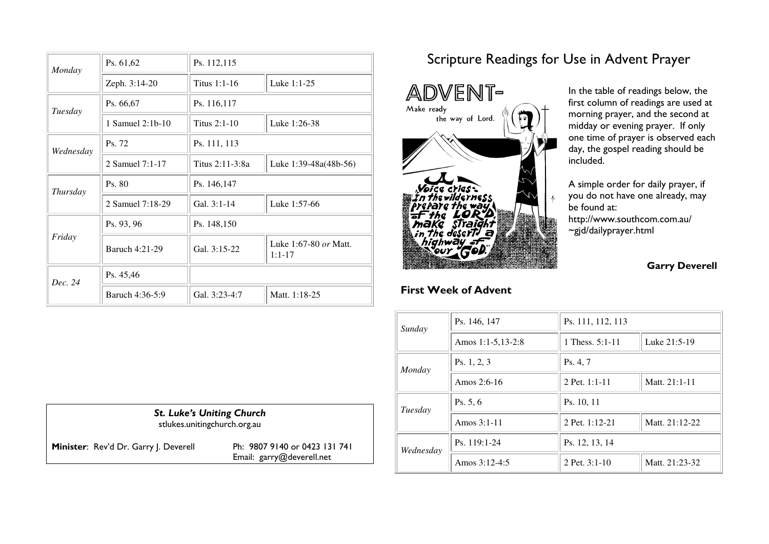# Scripture Readings for Use in Advent Prayer

In the table of readings below, the first column of readings are used at morning prayer, and the second at midday or evening prayer. If only one time of prayer is observed each day, the gospel reading should be included.

A simple order for daily prayer, if you do not have one already, may be found at: http://www.southcom.com.au/~gjd/dailyprayer.html

**Garry Deverell**

## First Week of Advent

| | | | |
|---|---|---|---|
| *Sunday* | Ps. 146, 147 | Ps. 111, 112, 113 | |
| | Amos 1:1-5,13-2:8 | 1 Thess. 5:1-11 | Luke 21:5-19 |
| *Monday* | Ps. 1, 2, 3 | Ps. 4, 7 | |
| | Amos 2:6-16 | 2 Pet. 1:1-11 | Matt. 21:1-11 |
| *Tuesday* | Ps. 5, 6 | Ps. 10, 11 | |
| | Amos 3:1-11 | 2 Pet. 1:12-21 | Matt. 21:12-22 |
| *Wednesday* | Ps. 119:1-24 | Ps. 12, 13, 14 | |
| | Amos 3:12-4:5 | 2 Pet. 3:1-10 | Matt. 21:23-32 |

| | | | |
|---|---|---|---|
| *Monday* | Ps. 61,62 | Ps. 112,115 | |
| | Zeph. 3:14-20 | Titus 1:1-16 | Luke 1:1-25 |
| *Tuesday* | Ps. 66,67 | Ps. 116,117 | |
| | 1 Samuel 2:1b-10 | Titus 2:1-10 | Luke 1:26-38 |
| *Wednesday* | Ps. 72 | Ps. 111, 113 | |
| | 2 Samuel 7:1-17 | Titus 2:11-3:8a | Luke 1:39-48a(48b-56) |
| *Thursday* | Ps. 80 | Ps. 146,147 | |
| | 2 Samuel 7:18-29 | Gal. 3:1-14 | Luke 1:57-66 |
| *Friday* | Ps. 93, 96 | Ps. 148,150 | |
| | Baruch 4:21-29 | Gal. 3:15-22 | Luke 1:67-80 *or* Matt. 1:1-17 |
| *Dec. 24* | Ps. 45,46 | | |
| | Baruch 4:36-5:9 | Gal. 3:23-4:7 | Matt. 1:18-25 |

***St. Luke's Uniting Church***
stlukes.unitingchurch.org.au

**Minister**: Rev'd Dr. Garry J. Deverell — Ph: 9807 9140 or 0423 131 741
Email: garry@deverell.net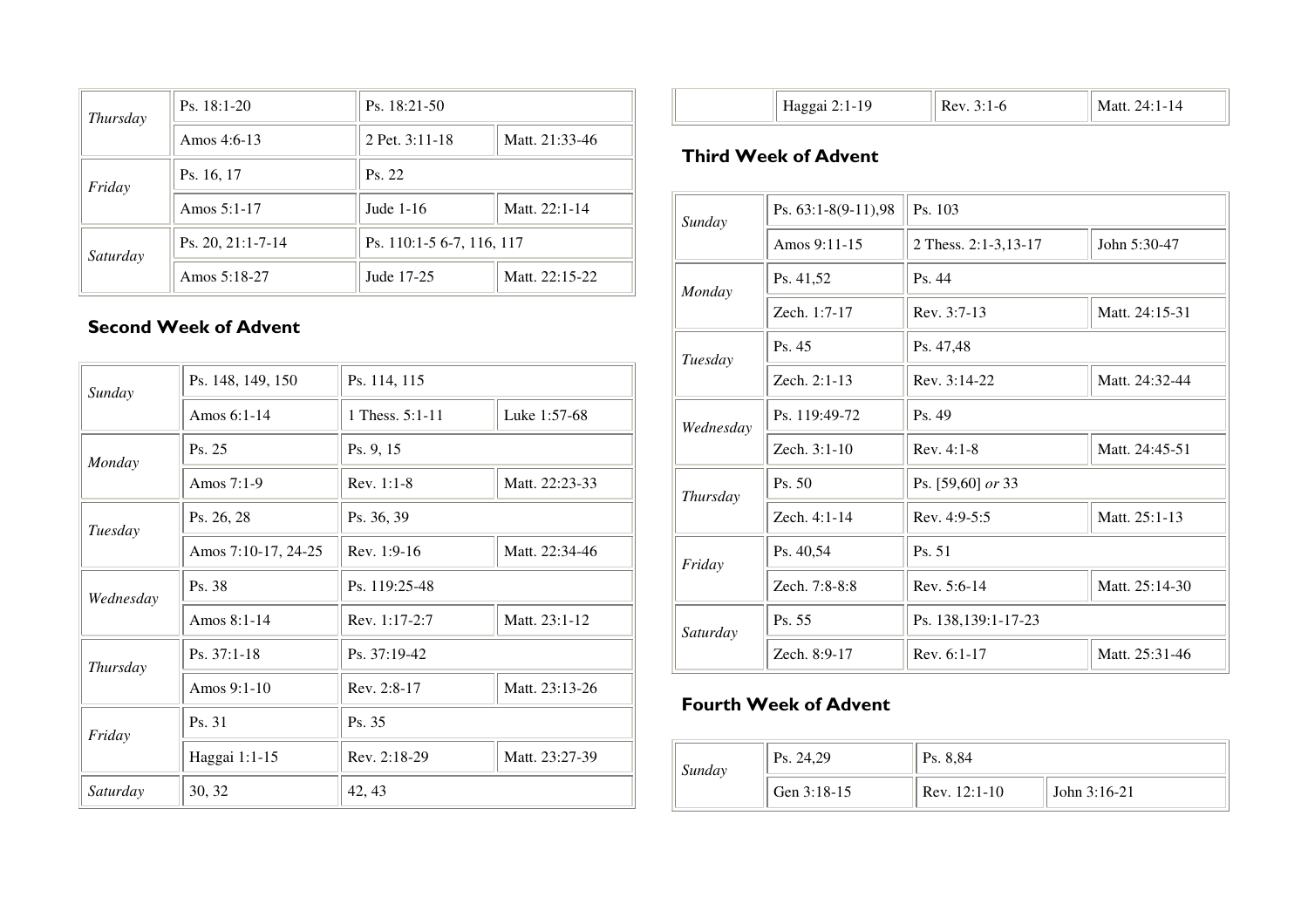| | | | |
|---|---|---|---|
| *Thursday* | Ps. 18:1-20 | Ps. 18:21-50 | |
| | Amos 4:6-13 | 2 Pet. 3:11-18 | Matt. 21:33-46 |
| *Friday* | Ps. 16, 17 | Ps. 22 | |
| | Amos 5:1-17 | Jude 1-16 | Matt. 22:1-14 |
| *Saturday* | Ps. 20, 21:1-7-14 | Ps. 110:1-5 6-7, 116, 117 | |
| | Amos 5:18-27 | Jude 17-25 | Matt. 22:15-22 |

## Second Week of Advent

| | | | |
|---|---|---|---|
| *Sunday* | Ps. 148, 149, 150 | Ps. 114, 115 | |
| | Amos 6:1-14 | 1 Thess. 5:1-11 | Luke 1:57-68 |
| *Monday* | Ps. 25 | Ps. 9, 15 | |
| | Amos 7:1-9 | Rev. 1:1-8 | Matt. 22:23-33 |
| *Tuesday* | Ps. 26, 28 | Ps. 36, 39 | |
| | Amos 7:10-17, 24-25 | Rev. 1:9-16 | Matt. 22:34-46 |
| *Wednesday* | Ps. 38 | Ps. 119:25-48 | |
| | Amos 8:1-14 | Rev. 1:17-2:7 | Matt. 23:1-12 |
| *Thursday* | Ps. 37:1-18 | Ps. 37:19-42 | |
| | Amos 9:1-10 | Rev. 2:8-17 | Matt. 23:13-26 |
| *Friday* | Ps. 31 | Ps. 35 | |
| | Haggai 1:1-15 | Rev. 2:18-29 | Matt. 23:27-39 |
| *Saturday* | 30, 32 | 42, 43 | |
| | Haggai 2:1-19 | Rev. 3:1-6 | Matt. 24:1-14 |

## Third Week of Advent

| | | | |
|---|---|---|---|
| *Sunday* | Ps. 63:1-8(9-11),98 | Ps. 103 | |
| | Amos 9:11-15 | 2 Thess. 2:1-3,13-17 | John 5:30-47 |
| *Monday* | Ps. 41,52 | Ps. 44 | |
| | Zech. 1:7-17 | Rev. 3:7-13 | Matt. 24:15-31 |
| *Tuesday* | Ps. 45 | Ps. 47,48 | |
| | Zech. 2:1-13 | Rev. 3:14-22 | Matt. 24:32-44 |
| *Wednesday* | Ps. 119:49-72 | Ps. 49 | |
| | Zech. 3:1-10 | Rev. 4:1-8 | Matt. 24:45-51 |
| *Thursday* | Ps. 50 | Ps. [59,60] *or* 33 | |
| | Zech. 4:1-14 | Rev. 4:9-5:5 | Matt. 25:1-13 |
| *Friday* | Ps. 40,54 | Ps. 51 | |
| | Zech. 7:8-8:8 | Rev. 5:6-14 | Matt. 25:14-30 |
| *Saturday* | Ps. 55 | Ps. 138,139:1-17-23 | |
| | Zech. 8:9-17 | Rev. 6:1-17 | Matt. 25:31-46 |

## Fourth Week of Advent

| | | | |
|---|---|---|---|
| *Sunday* | Ps. 24,29 | Ps. 8,84 | |
| | Gen 3:18-15 | Rev. 12:1-10 | John 3:16-21 |